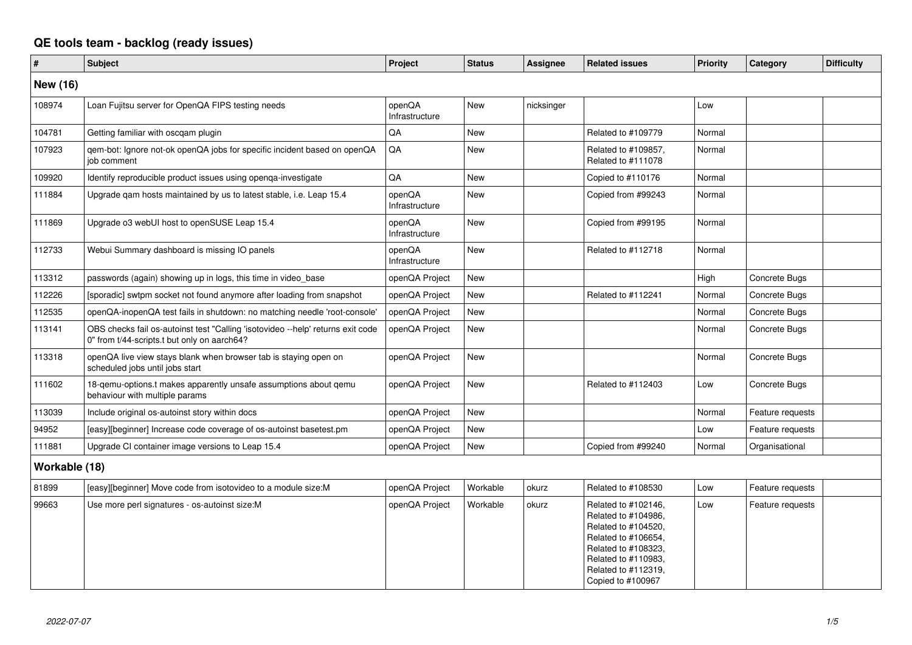# QE tools team - backlog (ready issues)

| # | Subject | Project | Status | Assignee | Related issues | Priority | Category | Difficulty |
|---|---|---|---|---|---|---|---|---|
| **New (16)** | | | | | | | | |
| 108974 | Loan Fujitsu server for OpenQA FIPS testing needs | openQA Infrastructure | New | nicksinger | | Low | | |
| 104781 | Getting familiar with oscqam plugin | QA | New | | Related to #109779 | Normal | | |
| 107923 | qem-bot: Ignore not-ok openQA jobs for specific incident based on openQA job comment | QA | New | | Related to #109857, Related to #111078 | Normal | | |
| 109920 | Identify reproducible product issues using openqa-investigate | QA | New | | Copied to #110176 | Normal | | |
| 111884 | Upgrade qam hosts maintained by us to latest stable, i.e. Leap 15.4 | openQA Infrastructure | New | | Copied from #99243 | Normal | | |
| 111869 | Upgrade o3 webUI host to openSUSE Leap 15.4 | openQA Infrastructure | New | | Copied from #99195 | Normal | | |
| 112733 | Webui Summary dashboard is missing IO panels | openQA Infrastructure | New | | Related to #112718 | Normal | | |
| 113312 | passwords (again) showing up in logs, this time in video_base | openQA Project | New | | | High | Concrete Bugs | |
| 112226 | [sporadic] swtpm socket not found anymore after loading from snapshot | openQA Project | New | | Related to #112241 | Normal | Concrete Bugs | |
| 112535 | openQA-inopenQA test fails in shutdown: no matching needle 'root-console' | openQA Project | New | | | Normal | Concrete Bugs | |
| 113141 | OBS checks fail os-autoinst test "Calling 'isotovideo --help' returns exit code 0" from t/44-scripts.t but only on aarch64? | openQA Project | New | | | Normal | Concrete Bugs | |
| 113318 | openQA live view stays blank when browser tab is staying open on scheduled jobs until jobs start | openQA Project | New | | | Normal | Concrete Bugs | |
| 111602 | 18-qemu-options.t makes apparently unsafe assumptions about qemu behaviour with multiple params | openQA Project | New | | Related to #112403 | Low | Concrete Bugs | |
| 113039 | Include original os-autoinst story within docs | openQA Project | New | | | Normal | Feature requests | |
| 94952 | [easy][beginner] Increase code coverage of os-autoinst basetest.pm | openQA Project | New | | | Low | Feature requests | |
| 111881 | Upgrade CI container image versions to Leap 15.4 | openQA Project | New | | Copied from #99240 | Normal | Organisational | |
| **Workable (18)** | | | | | | | | |
| 81899 | [easy][beginner] Move code from isotovideo to a module size:M | openQA Project | Workable | okurz | Related to #108530 | Low | Feature requests | |
| 99663 | Use more perl signatures - os-autoinst size:M | openQA Project | Workable | okurz | Related to #102146, Related to #104986, Related to #104520, Related to #106654, Related to #108323, Related to #110983, Related to #112319, Copied to #100967 | Low | Feature requests | |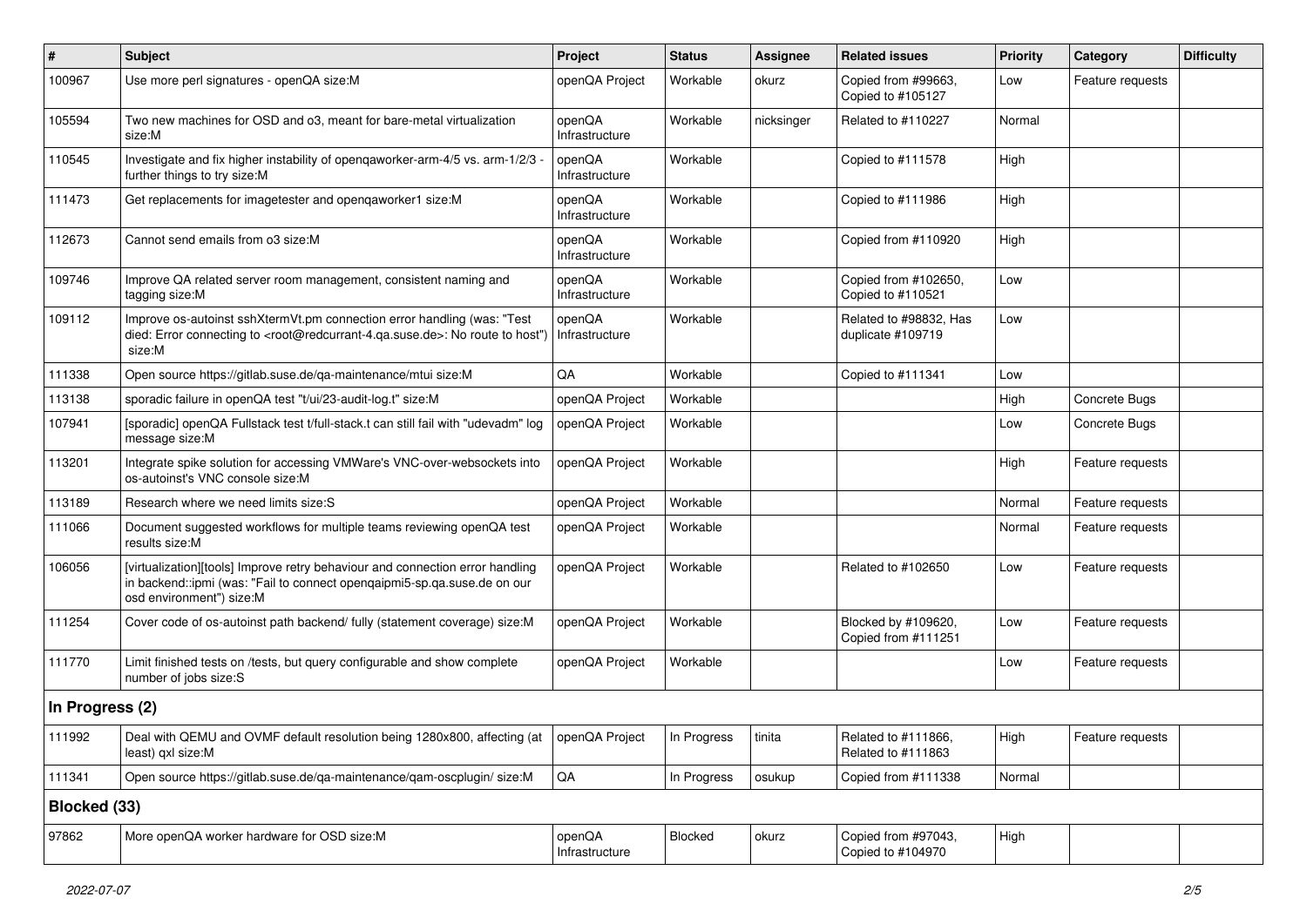| # | Subject | Project | Status | Assignee | Related issues | Priority | Category | Difficulty |
|---|---|---|---|---|---|---|---|---|
| 100967 | Use more perl signatures - openQA size:M | openQA Project | Workable | okurz | Copied from #99663, Copied to #105127 | Low | Feature requests | |
| 105594 | Two new machines for OSD and o3, meant for bare-metal virtualization size:M | openQA Infrastructure | Workable | nicksinger | Related to #110227 | Normal | | |
| 110545 | Investigate and fix higher instability of openqaworker-arm-4/5 vs. arm-1/2/3 - further things to try size:M | openQA Infrastructure | Workable | | Copied to #111578 | High | | |
| 111473 | Get replacements for imagetester and openqaworker1 size:M | openQA Infrastructure | Workable | | Copied to #111986 | High | | |
| 112673 | Cannot send emails from o3 size:M | openQA Infrastructure | Workable | | Copied from #110920 | High | | |
| 109746 | Improve QA related server room management, consistent naming and tagging size:M | openQA Infrastructure | Workable | | Copied from #102650, Copied to #110521 | Low | | |
| 109112 | Improve os-autoinst sshXtermVt.pm connection error handling (was: "Test died: Error connecting to <root@redcurrant-4.qa.suse.de>: No route to host") size:M | openQA Infrastructure | Workable | | Related to #98832, Has duplicate #109719 | Low | | |
| 111338 | Open source https://gitlab.suse.de/qa-maintenance/mtui size:M | QA | Workable | | Copied to #111341 | Low | | |
| 113138 | sporadic failure in openQA test "t/ui/23-audit-log.t" size:M | openQA Project | Workable | | | High | Concrete Bugs | |
| 107941 | [sporadic] openQA Fullstack test t/full-stack.t can still fail with "udevadm" log message size:M | openQA Project | Workable | | | Low | Concrete Bugs | |
| 113201 | Integrate spike solution for accessing VMWare's VNC-over-websockets into os-autoinst's VNC console size:M | openQA Project | Workable | | | High | Feature requests | |
| 113189 | Research where we need limits size:S | openQA Project | Workable | | | Normal | Feature requests | |
| 111066 | Document suggested workflows for multiple teams reviewing openQA test results size:M | openQA Project | Workable | | | Normal | Feature requests | |
| 106056 | [virtualization][tools] Improve retry behaviour and connection error handling in backend::ipmi (was: "Fail to connect openqaipmi5-sp.qa.suse.de on our osd environment") size:M | openQA Project | Workable | | Related to #102650 | Low | Feature requests | |
| 111254 | Cover code of os-autoinst path backend/ fully (statement coverage) size:M | openQA Project | Workable | | Blocked by #109620, Copied from #111251 | Low | Feature requests | |
| 111770 | Limit finished tests on /tests, but query configurable and show complete number of jobs size:S | openQA Project | Workable | | | Low | Feature requests | |
| **In Progress (2)** | | | | | | | | |
| 111992 | Deal with QEMU and OVMF default resolution being 1280x800, affecting (at least) qxl size:M | openQA Project | In Progress | tinita | Related to #111866, Related to #111863 | High | Feature requests | |
| 111341 | Open source https://gitlab.suse.de/qa-maintenance/qam-oscplugin/ size:M | QA | In Progress | osukup | Copied from #111338 | Normal | | |
| **Blocked (33)** | | | | | | | | |
| 97862 | More openQA worker hardware for OSD size:M | openQA Infrastructure | Blocked | okurz | Copied from #97043, Copied to #104970 | High | | |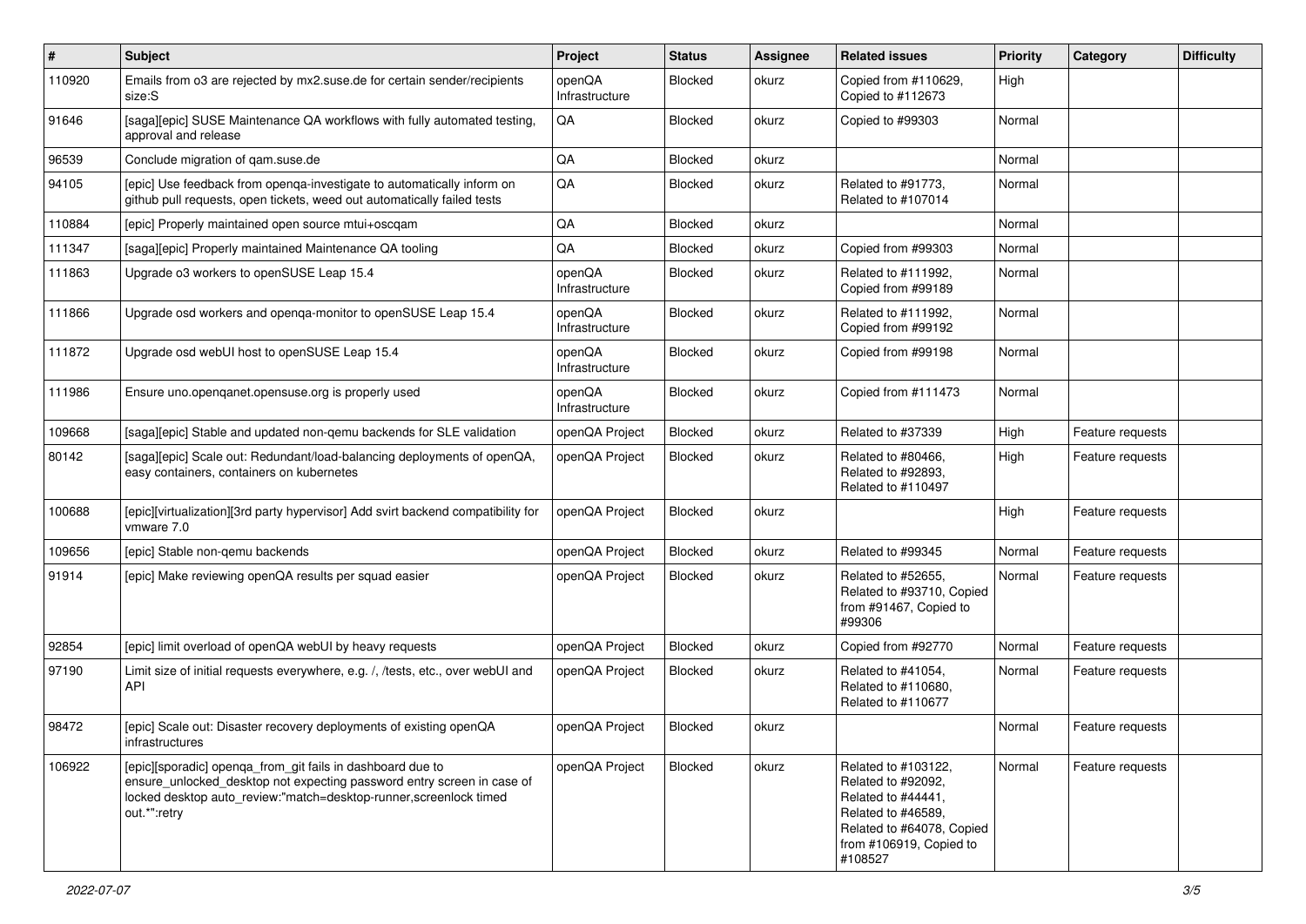| # | Subject | Project | Status | Assignee | Related issues | Priority | Category | Difficulty |
|---|---|---|---|---|---|---|---|---|
| 110920 | Emails from o3 are rejected by mx2.suse.de for certain sender/recipients size:S | openQA Infrastructure | Blocked | okurz | Copied from #110629, Copied to #112673 | High | | |
| 91646 | [saga][epic] SUSE Maintenance QA workflows with fully automated testing, approval and release | QA | Blocked | okurz | Copied to #99303 | Normal | | |
| 96539 | Conclude migration of qam.suse.de | QA | Blocked | okurz | | Normal | | |
| 94105 | [epic] Use feedback from openqa-investigate to automatically inform on github pull requests, open tickets, weed out automatically failed tests | QA | Blocked | okurz | Related to #91773, Related to #107014 | Normal | | |
| 110884 | [epic] Properly maintained open source mtui+oscqam | QA | Blocked | okurz | | Normal | | |
| 111347 | [saga][epic] Properly maintained Maintenance QA tooling | QA | Blocked | okurz | Copied from #99303 | Normal | | |
| 111863 | Upgrade o3 workers to openSUSE Leap 15.4 | openQA Infrastructure | Blocked | okurz | Related to #111992, Copied from #99189 | Normal | | |
| 111866 | Upgrade osd workers and openqa-monitor to openSUSE Leap 15.4 | openQA Infrastructure | Blocked | okurz | Related to #111992, Copied from #99192 | Normal | | |
| 111872 | Upgrade osd webUI host to openSUSE Leap 15.4 | openQA Infrastructure | Blocked | okurz | Copied from #99198 | Normal | | |
| 111986 | Ensure uno.openqanet.opensuse.org is properly used | openQA Infrastructure | Blocked | okurz | Copied from #111473 | Normal | | |
| 109668 | [saga][epic] Stable and updated non-qemu backends for SLE validation | openQA Project | Blocked | okurz | Related to #37339 | High | Feature requests | |
| 80142 | [saga][epic] Scale out: Redundant/load-balancing deployments of openQA, easy containers, containers on kubernetes | openQA Project | Blocked | okurz | Related to #80466, Related to #92893, Related to #110497 | High | Feature requests | |
| 100688 | [epic][virtualization][3rd party hypervisor] Add svirt backend compatibility for vmware 7.0 | openQA Project | Blocked | okurz | | High | Feature requests | |
| 109656 | [epic] Stable non-qemu backends | openQA Project | Blocked | okurz | Related to #99345 | Normal | Feature requests | |
| 91914 | [epic] Make reviewing openQA results per squad easier | openQA Project | Blocked | okurz | Related to #52655, Related to #93710, Copied from #91467, Copied to #99306 | Normal | Feature requests | |
| 92854 | [epic] limit overload of openQA webUI by heavy requests | openQA Project | Blocked | okurz | Copied from #92770 | Normal | Feature requests | |
| 97190 | Limit size of initial requests everywhere, e.g. /, /tests, etc., over webUI and API | openQA Project | Blocked | okurz | Related to #41054, Related to #110680, Related to #110677 | Normal | Feature requests | |
| 98472 | [epic] Scale out: Disaster recovery deployments of existing openQA infrastructures | openQA Project | Blocked | okurz | | Normal | Feature requests | |
| 106922 | [epic][sporadic] openqa_from_git fails in dashboard due to ensure_unlocked_desktop not expecting password entry screen in case of locked desktop auto_review:"match=desktop-runner,screenlock timed out.*":retry | openQA Project | Blocked | okurz | Related to #103122, Related to #92092, Related to #44441, Related to #46589, Related to #64078, Copied from #106919, Copied to #108527 | Normal | Feature requests | |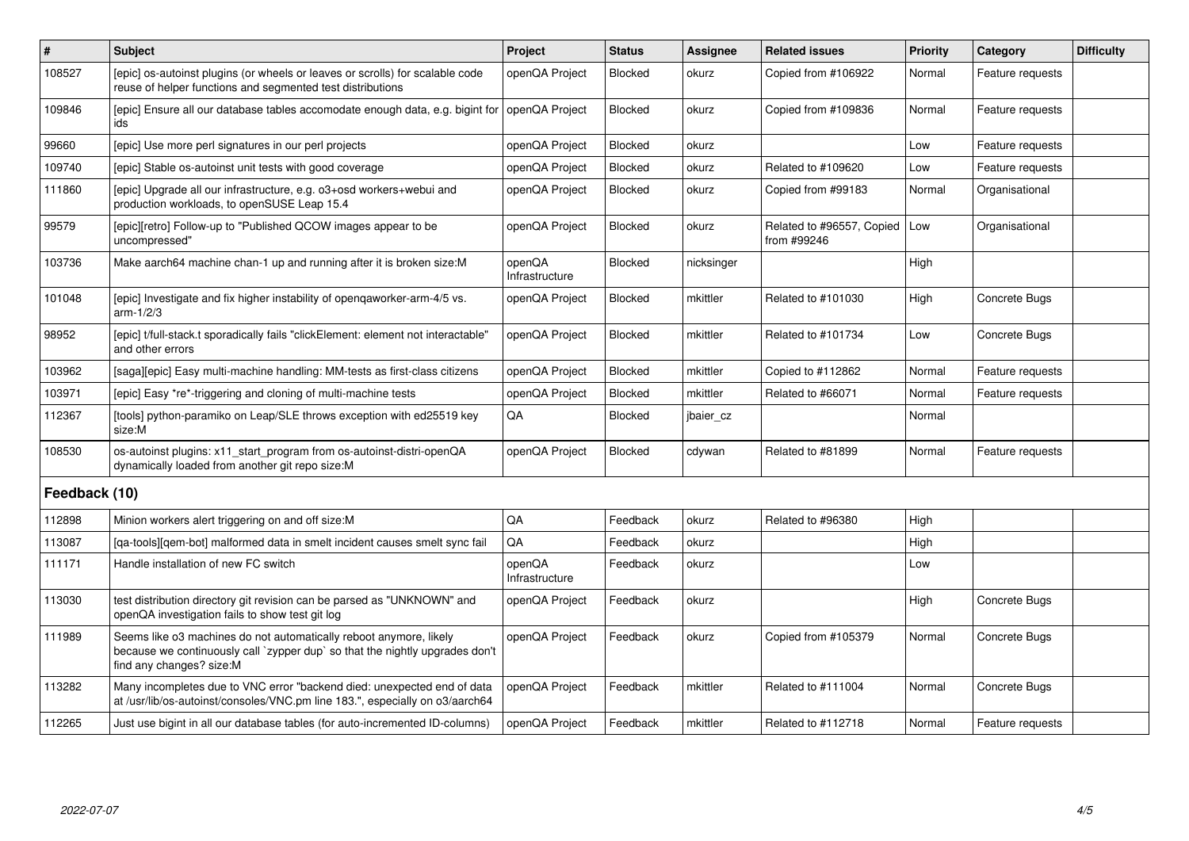| # | Subject | Project | Status | Assignee | Related issues | Priority | Category | Difficulty |
|---|---|---|---|---|---|---|---|---|
| 108527 | [epic] os-autoinst plugins (or wheels or leaves or scrolls) for scalable code reuse of helper functions and segmented test distributions | openQA Project | Blocked | okurz | Copied from #106922 | Normal | Feature requests | |
| 109846 | [epic] Ensure all our database tables accomodate enough data, e.g. bigint for ids | openQA Project | Blocked | okurz | Copied from #109836 | Normal | Feature requests | |
| 99660 | [epic] Use more perl signatures in our perl projects | openQA Project | Blocked | okurz | | Low | Feature requests | |
| 109740 | [epic] Stable os-autoinst unit tests with good coverage | openQA Project | Blocked | okurz | Related to #109620 | Low | Feature requests | |
| 111860 | [epic] Upgrade all our infrastructure, e.g. o3+osd workers+webui and production workloads, to openSUSE Leap 15.4 | openQA Project | Blocked | okurz | Copied from #99183 | Normal | Organisational | |
| 99579 | [epic][retro] Follow-up to "Published QCOW images appear to be uncompressed" | openQA Project | Blocked | okurz | Related to #96557, Copied from #99246 | Low | Organisational | |
| 103736 | Make aarch64 machine chan-1 up and running after it is broken size:M | openQA Infrastructure | Blocked | nicksinger | | High | | |
| 101048 | [epic] Investigate and fix higher instability of openqaworker-arm-4/5 vs. arm-1/2/3 | openQA Project | Blocked | mkittler | Related to #101030 | High | Concrete Bugs | |
| 98952 | [epic] t/full-stack.t sporadically fails "clickElement: element not interactable" and other errors | openQA Project | Blocked | mkittler | Related to #101734 | Low | Concrete Bugs | |
| 103962 | [saga][epic] Easy multi-machine handling: MM-tests as first-class citizens | openQA Project | Blocked | mkittler | Copied to #112862 | Normal | Feature requests | |
| 103971 | [epic] Easy *re*-triggering and cloning of multi-machine tests | openQA Project | Blocked | mkittler | Related to #66071 | Normal | Feature requests | |
| 112367 | [tools] python-paramiko on Leap/SLE throws exception with ed25519 key size:M | QA | Blocked | jbaier_cz | | Normal | | |
| 108530 | os-autoinst plugins: x11_start_program from os-autoinst-distri-openQA dynamically loaded from another git repo size:M | openQA Project | Blocked | cdywan | Related to #81899 | Normal | Feature requests | |
| **Feedback (10)** | | | | | | | | |
| 112898 | Minion workers alert triggering on and off size:M | QA | Feedback | okurz | Related to #96380 | High | | |
| 113087 | [qa-tools][qem-bot] malformed data in smelt incident causes smelt sync fail | QA | Feedback | okurz | | High | | |
| 111171 | Handle installation of new FC switch | openQA Infrastructure | Feedback | okurz | | Low | | |
| 113030 | test distribution directory git revision can be parsed as "UNKNOWN" and openQA investigation fails to show test git log | openQA Project | Feedback | okurz | | High | Concrete Bugs | |
| 111989 | Seems like o3 machines do not automatically reboot anymore, likely because we continuously call `zypper dup` so that the nightly upgrades don't find any changes? size:M | openQA Project | Feedback | okurz | Copied from #105379 | Normal | Concrete Bugs | |
| 113282 | Many incompletes due to VNC error "backend died: unexpected end of data at /usr/lib/os-autoinst/consoles/VNC.pm line 183.", especially on o3/aarch64 | openQA Project | Feedback | mkittler | Related to #111004 | Normal | Concrete Bugs | |
| 112265 | Just use bigint in all our database tables (for auto-incremented ID-columns) | openQA Project | Feedback | mkittler | Related to #112718 | Normal | Feature requests | |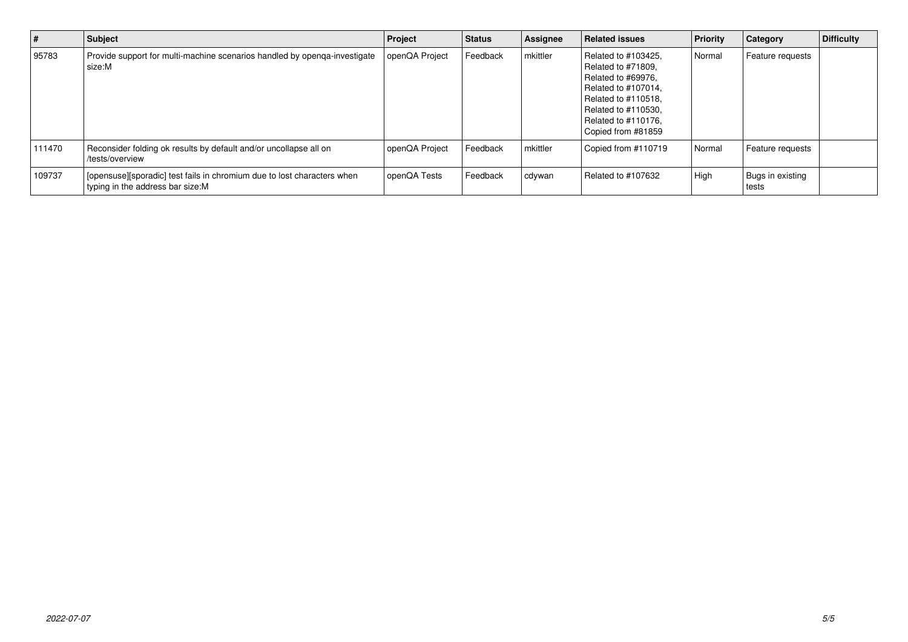| # | Subject | Project | Status | Assignee | Related issues | Priority | Category | Difficulty |
|---|---|---|---|---|---|---|---|---|
| 95783 | Provide support for multi-machine scenarios handled by openqa-investigate size:M | openQA Project | Feedback | mkittler | Related to #103425, Related to #71809, Related to #69976, Related to #107014, Related to #110518, Related to #110530, Related to #110176, Copied from #81859 | Normal | Feature requests | |
| 111470 | Reconsider folding ok results by default and/or uncollapse all on /tests/overview | openQA Project | Feedback | mkittler | Copied from #110719 | Normal | Feature requests | |
| 109737 | [opensuse][sporadic] test fails in chromium due to lost characters when typing in the address bar size:M | openQA Tests | Feedback | cdywan | Related to #107632 | High | Bugs in existing tests | |